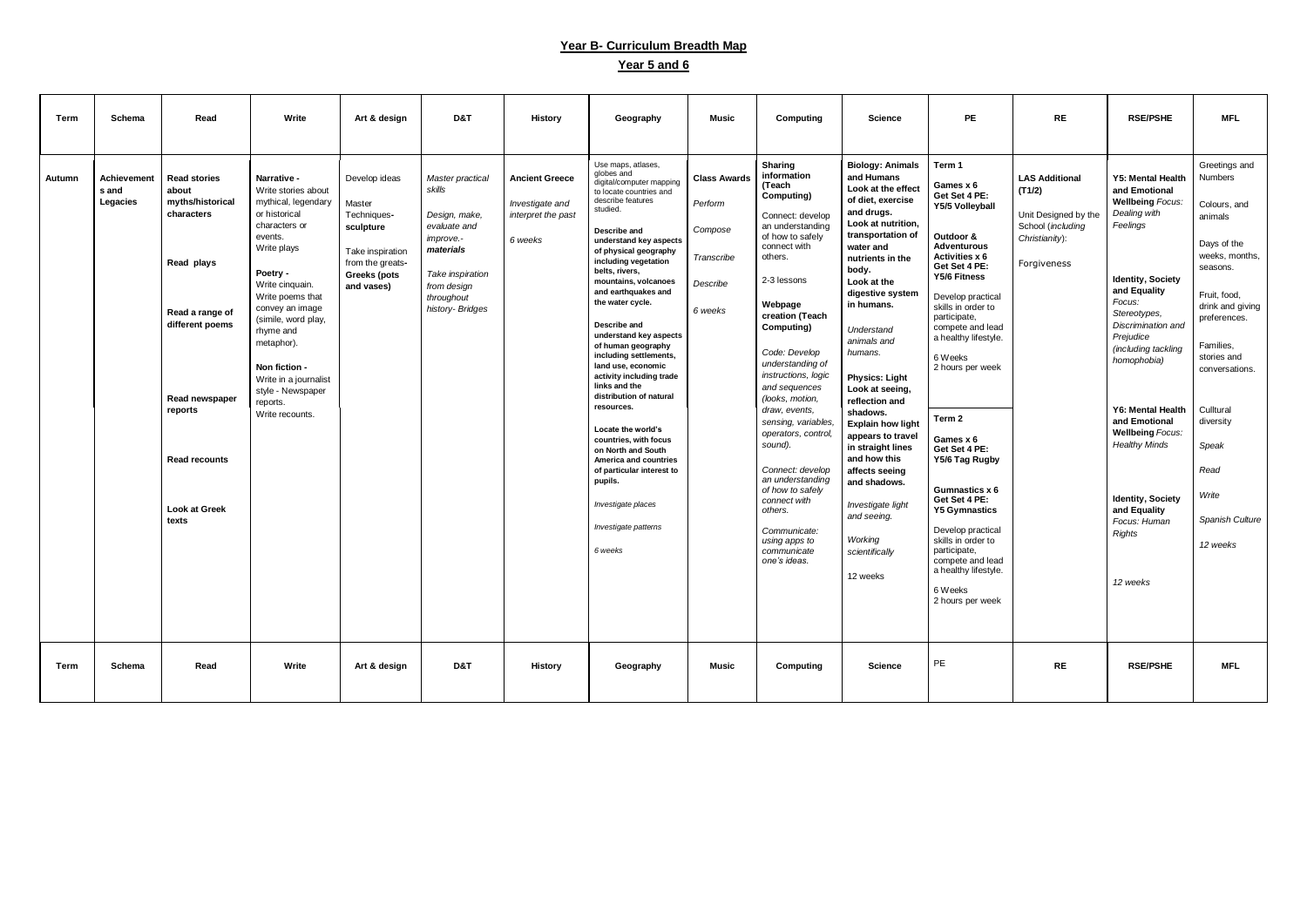# Year B- Curriculum Breadth Map

## Year 5 and 6

| Term | Schema | Read | Write | Art & design | D&T | History | Geography | Music | Computing | Science | PE | RE | RSE/PSHE | MFL |
|---|---|---|---|---|---|---|---|---|---|---|---|---|---|---|
| Autumn | **Achievements and Legacies** | **Read stories about myths/historical characters**<br><br>**Read plays**<br><br>**Read a range of different poems**<br><br>**Read newspaper reports**<br><br>**Read recounts**<br><br>**Look at Greek texts** | **Narrative -** Write stories about mythical, legendary or historical characters or events. Write plays<br><br>**Poetry -** Write cinquain. Write poems that convey an image (simile, word play, rhyme and metaphor).<br><br>**Non fiction -** Write in a journalist style - Newspaper reports. Write recounts. | Develop ideas<br><br>Master Techniques- **sculpture**<br><br>Take inspiration from the greats- **Greeks (pots and vases)** | *Master practical skills*<br><br>*Design, make, evaluate and improve.- **materials***<br><br>*Take inspiration from design throughout history- Bridges* | **Ancient Greece**<br><br>*Investigate and interpret the past*<br><br>*6 weeks* | Use maps, atlases, globes and digital/computer mapping to locate countries and describe features studied.<br><br>**Describe and understand key aspects of physical geography including vegetation belts, rivers, mountains, volcanoes and earthquakes and the water cycle.**<br><br>**Describe and understand key aspects of human geography including settlements, land use, economic activity including trade links and the distribution of natural resources.**<br><br>**Locate the world's countries, with focus on North and South America and countries of particular interest to pupils.**<br><br>*Investigate places*<br><br>*Investigate patterns*<br><br>*6 weeks* | **Class Awards**<br><br>*Perform*<br><br>*Compose*<br><br>*Transcribe*<br><br>*Describe*<br><br>*6 weeks* | **Sharing information (Teach Computing)**<br><br>Connect: develop an understanding of how to safely connect with others.<br><br>2-3 lessons<br><br>**Webpage creation (Teach Computing)**<br><br>*Code: Develop understanding of instructions, logic and sequences (looks, motion, draw, events, sensing, variables, operators, control, sound).*<br><br>*Connect: develop an understanding of how to safely connect with others.*<br><br>*Communicate: using apps to communicate one's ideas.* | **Biology: Animals and Humans Look at the effect of diet, exercise and drugs. Look at nutrition, transportation of water and nutrients in the body. Look at the digestive system in humans.**<br><br>*Understand animals and humans.*<br><br>**Physics: Light Look at seeing, reflection and shadows. Explain how light appears to travel in straight lines and how this affects seeing and shadows.**<br><br>*Investigate light and seeing.*<br><br>*Working scientifically*<br><br>12 weeks | **Term 1**<br><br>**Games x 6 Get Set 4 PE: Y5/6 Volleyball**<br><br>**Outdoor & Adventurous Activities x 6 Get Set 4 PE: Y5/6 Fitness**<br><br>Develop practical skills in order to participate, compete and lead a healthy lifestyle.<br><br>6 Weeks 2 hours per week<br><br>**Term 2**<br><br>**Games x 6 Get Set 4 PE: Y5/6 Tag Rugby**<br><br>**Gumnastics x 6 Get Set 4 PE: Y5 Gymnastics**<br><br>Develop practical skills in order to participate, compete and lead a healthy lifestyle.<br><br>6 Weeks 2 hours per week | **LAS Additional (T1/2)**<br><br>Unit Designed by the School (*including Christianity*):<br><br>Forgiveness | **Y5: Mental Health and Emotional Wellbeing** *Focus: Dealing with Feelings*<br><br>**Identity, Society and Equality** *Focus: Stereotypes, Discrimination and Prejudice (including tackling homophobia)*<br><br>**Y6: Mental Health and Emotional Wellbeing** *Focus: Healthy Minds*<br><br>**Identity, Society and Equality** *Focus: Human Rights*<br><br>*12 weeks* | Greetings and Numbers<br><br>Colours, and animals<br><br>Days of the weeks, months, seasons.<br><br>Fruit, food, drink and giving preferences.<br><br>Families, stories and conversations.<br><br>Culltural diversity<br><br>*Speak*<br><br>*Read*<br><br>*Write*<br><br>*Spanish Culture*<br><br>*12 weeks* |
| Term | Schema | Read | Write | Art & design | D&T | History | Geography | Music | Computing | Science | PE | RE | RSE/PSHE | MFL |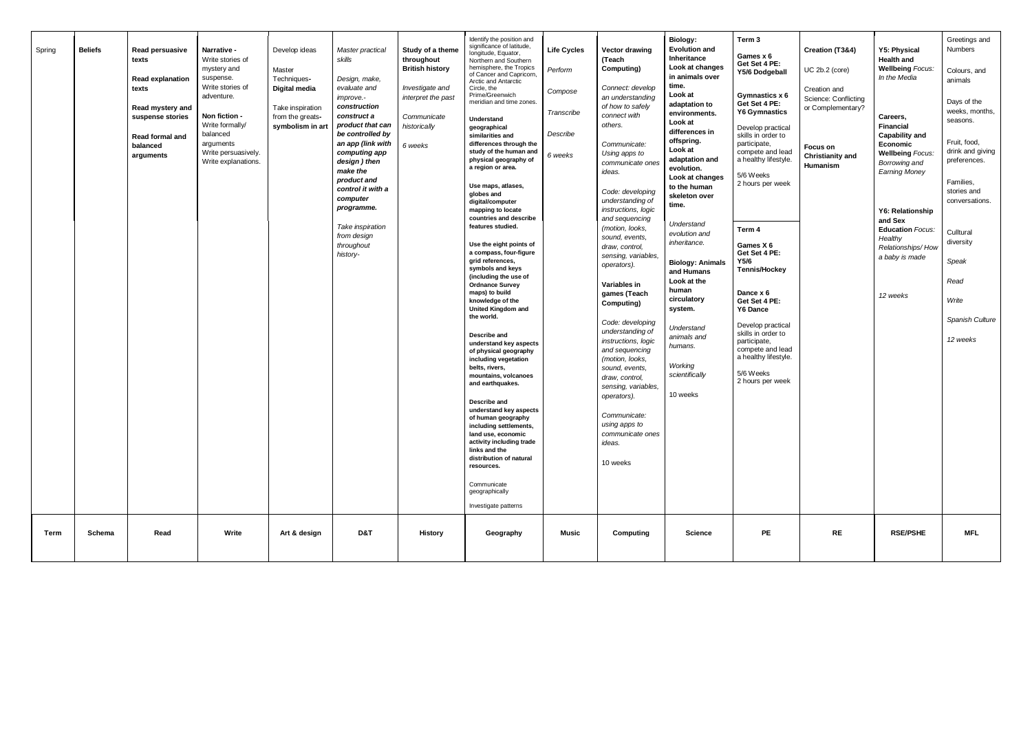| Term | Schema | Read | Write | Art & design | D&T | History | Geography | Music | Computing | Science | PE | RE | RSE/PSHE | MFL |
|---|---|---|---|---|---|---|---|---|---|---|---|---|---|---|
| Spring | **Beliefs** | **Read persuasive texts**<br><br>**Read explanation texts**<br><br>**Read mystery and suspense stories**<br><br>**Read formal and balanced arguments** | **Narrative -** Write stories of mystery and suspense. Write stories of adventure.<br><br>**Non fiction -** Write formally/ balanced arguments Write persuasively. Write explanations. | Develop ideas<br><br>Master Techniques- **Digital media**<br><br>Take inspiration from the greats- **symbolism in art** | *Master practical skills*<br><br>*Design, make, evaluate and improve.-* ***construction construct a product that can be controlled by an app (link with computing app design ) then make the product and control it with a computer programme.***<br><br>*Take inspiration from design throughout history-* | **Study of a theme throughout British history**<br><br>*Investigate and interpret the past*<br><br>*Communicate historically*<br><br>*6 weeks* | Identify the position and significance of latitude, longitude, Equator, Northern and Southern hemisphere, the Tropics of Cancer and Capricorn, Arctic and Antarctic Circle, the Prime/Greenwich meridian and time zones.<br><br>**Understand geographical similarities and differences through the study of the human and physical geography of a region or area.**<br><br>**Use maps, atlases, globes and digital/computer mapping to locate countries and describe features studied.**<br><br>**Use the eight points of a compass, four-figure grid references, symbols and keys (including the use of Ordnance Survey maps) to build knowledge of the United Kingdom and the world.**<br><br>**Describe and understand key aspects of physical geography including vegetation belts, rivers, mountains, volcanoes and earthquakes.**<br><br>**Describe and understand key aspects of human geography including settlements, land use, economic activity including trade links and the distribution of natural resources.**<br><br>Communicate geographically<br><br>Investigate patterns | **Life Cycles**<br><br>*Perform*<br><br>*Compose*<br><br>*Transcribe*<br><br>*Describe*<br><br>*6 weeks* | **Vector drawing (Teach Computing)**<br><br>*Connect: develop an understanding of how to safely connect with others.*<br><br>*Communicate: Using apps to communicate ones ideas.*<br><br>*Code: developing understanding of instructions, logic and sequencing (motion, looks, sound, events, draw, control, sensing, variables, operators).*<br><br>**Variables in games (Teach Computing)**<br><br>*Code: developing understanding of instructions, logic and sequencing (motion, looks, sound, events, draw, control, sensing, variables, operators).*<br><br>*Communicate: using apps to communicate ones ideas.*<br><br>10 weeks | **Biology: Evolution and Inheritance Look at changes in animals over time. Look at adaptation to environments. Look at differences in offspring. Look at adaptation and evolution. Look at changes to the human skeleton over time.**<br><br>*Understand evolution and inheritance.*<br><br>**Biology: Animals and Humans Look at the human circulatory system.**<br><br>*Understand animals and humans.*<br><br>*Working scientifically*<br><br>10 weeks | **Term 3**<br><br>**Games x 6 Get Set 4 PE: Y5/6 Dodgeball**<br><br>**Gymnastics x 6 Get Set 4 PE: Y6 Gymnastics**<br><br>Develop practical skills in order to participate, compete and lead a healthy lifestyle.<br><br>5/6 Weeks 2 hours per week<br><br>**Term 4**<br><br>**Games X 6 Get Set 4 PE: Y5/6 Tennis/Hockey**<br><br>**Dance x 6 Get Set 4 PE: Y6 Dance**<br><br>Develop practical skills in order to participate, compete and lead a healthy lifestyle.<br><br>5/6 Weeks 2 hours per week | **Creation (T3&4)**<br><br>UC 2b.2 (core)<br><br>Creation and Science: Conflicting or Complementary?<br><br>**Focus on Christianity and Humanism** | **Y5: Physical Health and Wellbeing** *Focus: In the Media*<br><br>**Careers, Financial Capability and Economic Wellbeing** *Focus: Borrowing and Earning Money*<br><br>**Y6: Relationship and Sex Education** *Focus: Healthy Relationships/ How a baby is made*<br><br>*12 weeks* | Greetings and Numbers<br><br>Colours, and animals<br><br>Days of the weeks, months, seasons.<br><br>Fruit, food, drink and giving preferences.<br><br>Families, stories and conversations.<br><br>Cultural diversity<br><br>*Speak*<br><br>*Read*<br><br>*Write*<br><br>*Spanish Culture*<br><br>*12 weeks* |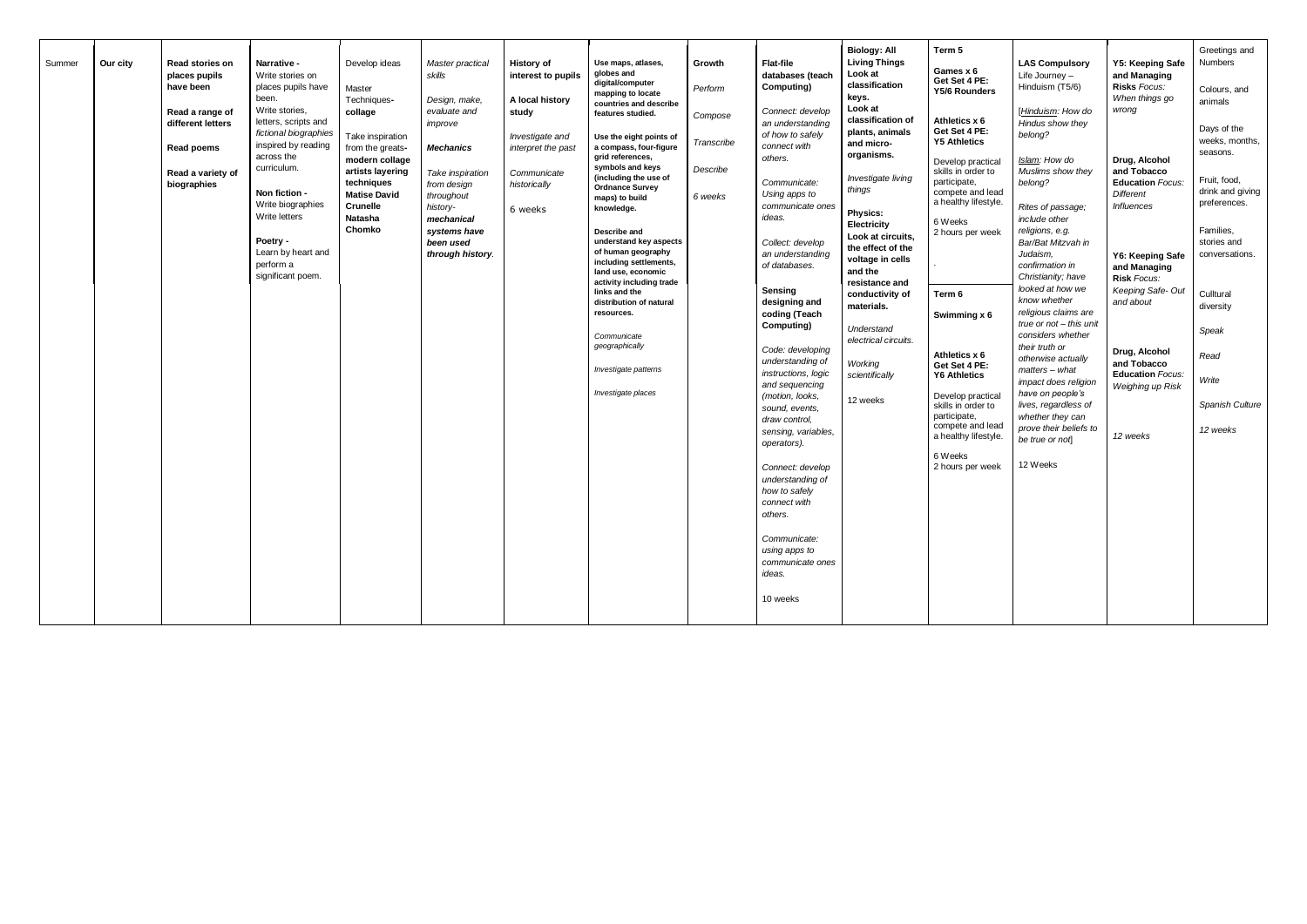| | | | | | | | | | | | | | | | |
|---|---|---|---|---|---|---|---|---|---|---|---|---|---|---|---|
| Summer | **Our city** | **Read stories on places pupils have been**<br><br>**Read a range of different letters**<br><br>**Read poems**<br><br>**Read a variety of biographies** | **Narrative -**<br>Write stories on places pupils have been.<br>Write stories, letters, scripts and *fictional biographies* inspired by reading across the curriculum.<br><br>**Non fiction -**<br>Write biographies<br>Write letters<br><br>**Poetry -**<br>Learn by heart and perform a significant poem. | Develop ideas<br><br>Master Techniques- **collage**<br><br>Take inspiration from the greats- **modern collage artists layering techniques Matise David Crunelle Natasha Chomko** | *Master practical skills*<br><br>*Design, make, evaluate and improve*<br><br>***Mechanics***<br><br>*Take inspiration from design throughout history-* ***mechanical systems have been used through history.*** | **History of interest to pupils**<br><br>**A local history study**<br><br>*Investigate and interpret the past*<br><br>*Communicate historically*<br><br>6 weeks | **Use maps, atlases, globes and digital/computer mapping to locate countries and describe features studied.**<br><br>**Use the eight points of a compass, four-figure grid references, symbols and keys (including the use of Ordnance Survey maps) to build knowledge.**<br><br>**Describe and understand key aspects of human geography including settlements, land use, economic activity including trade links and the distribution of natural resources.**<br><br>*Communicate geographically*<br><br>*Investigate patterns*<br><br>*Investigate places* | **Growth**<br><br>*Perform*<br><br>*Compose*<br><br>*Transcribe*<br><br>*Describe*<br><br>*6 weeks* | **Flat-file databases (teach Computing)**<br><br>*Connect: develop an understanding of how to safely connect with others.*<br><br>*Communicate: Using apps to communicate ones ideas.*<br><br>*Collect: develop an understanding of databases.*<br><br>**Sensing designing and coding (Teach Computing)**<br><br>*Code: developing understanding of instructions, logic and sequencing (motion, looks, sound, events, draw control, sensing, variables, operators).*<br><br>*Connect: develop understanding of how to safely connect with others.*<br><br>*Communicate: using apps to communicate ones ideas.*<br><br>10 weeks | **Biology: All Living Things Look at classification keys. Look at classification of plants, animals and micro-organisms.**<br><br>*Investigate living things*<br><br>**Physics: Electricity Look at circuits, the effect of the voltage in cells and the resistance and conductivity of materials.**<br><br>*Understand electrical circuits.*<br><br>*Working scientifically*<br><br>12 weeks | **Term 5**<br><br>**Games x 6 Get Set 4 PE: Y5/6 Rounders**<br><br>**Athletics x 6 Get Set 4 PE: Y5 Athletics**<br><br>Develop practical skills in order to participate, compete and lead a healthy lifestyle.<br><br>6 Weeks<br>2 hours per week<br><br>.<br><br>**Term 6**<br><br>**Swimming x 6**<br><br>**Athletics x 6 Get Set 4 PE: Y6 Athletics**<br><br>Develop practical skills in order to participate, compete and lead a healthy lifestyle.<br><br>6 Weeks<br>2 hours per week | **LAS Compulsory**<br>Life Journey – Hinduism (T5/6)<br><br>[*Hinduism: How do Hindus show they belong?*<br><br>*Islam: How do Muslims show they belong?*<br><br>*Rites of passage; include other religions, e.g. Bar/Bat Mitzvah in Judaism, confirmation in Christianity; have looked at how we know whether religious claims are true or not – this unit considers whether their truth or otherwise actually matters – what impact does religion have on people's lives, regardless of whether they can prove their beliefs to be true or not*]<br><br>12 Weeks | **Y5: Keeping Safe and Managing Risks** *Focus: When things go wrong*<br><br>**Drug, Alcohol and Tobacco Education** *Focus: Different Influences*<br><br>**Y6: Keeping Safe and Managing Risk** *Focus: Keeping Safe- Out and about*<br><br>**Drug, Alcohol and Tobacco Education** *Focus: Weighing up Risk*<br><br>*12 weeks* | Greetings and Numbers<br><br>Colours, and animals<br><br>Days of the weeks, months, seasons.<br><br>Fruit, food, drink and giving preferences.<br><br>Families, stories and conversations.<br><br>Culltural diversity<br><br>*Speak*<br><br>*Read*<br><br>*Write*<br><br>*Spanish Culture*<br><br>*12 weeks* |